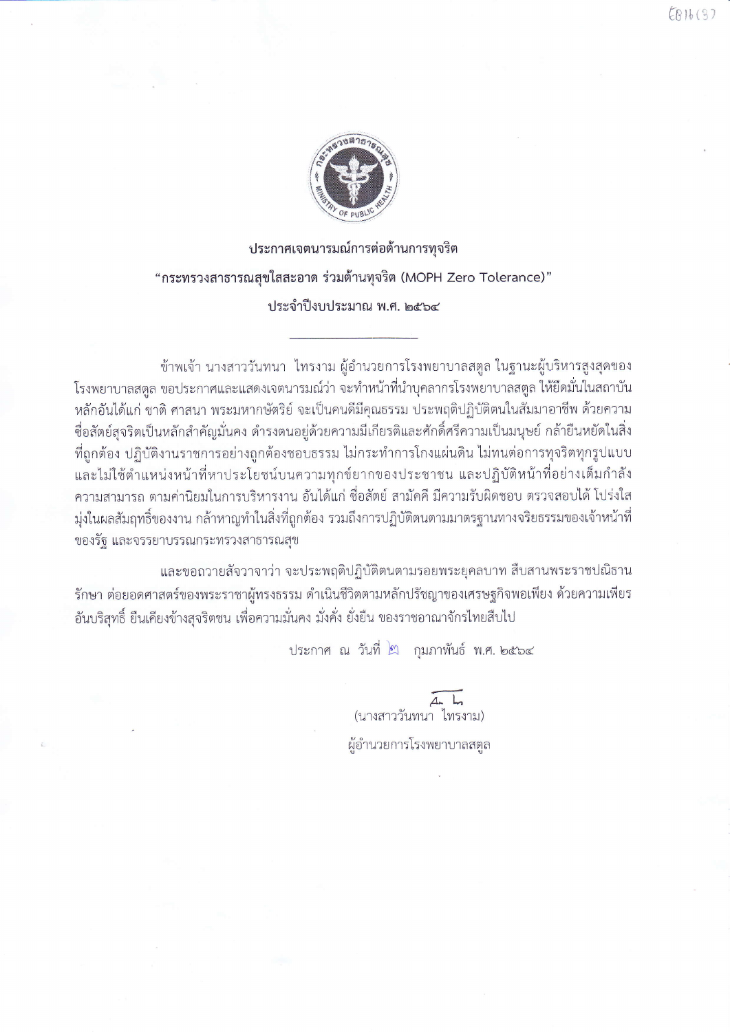**ประกาศเจตนารมณ์การต่อต้านการทุจริต**

**"กระทรวงสาธารณสุขใสสะอาด ร่วมต้านทุจริต (MOPH Zero Tolerance)"**

**ประจำปีงบประมาณ พ.ศ. ๒๕๖๔**

---

ข้าพเจ้า นางสาววันทนา ไทรงาม ผู้อำนวยการโรงพยาบาลสตูล ในฐานะผู้บริหารสูงสุดของโรงพยาบาลสตูล ขอประกาศและแสดงเจตนารมณ์ว่า จะทำหน้าที่นำบุคลากรโรงพยาบาลสตูล ให้ยึดมั่นในสถาบันหลักอันได้แก่ ชาติ ศาสนา พระมหากษัตริย์ จะเป็นคนดีมีคุณธรรม ประพฤติปฏิบัติตนในสัมมาอาชีพ ด้วยความซื่อสัตย์สุจริตเป็นหลักสำคัญมั่นคง ดำรงตนอยู่ด้วยความมีเกียรติและศักดิ์ศรีความเป็นมนุษย์ กล้ายืนหยัดในสิ่งที่ถูกต้อง ปฏิบัติงานราชการอย่างถูกต้องชอบธรรม ไม่กระทำการโกงแผ่นดิน ไม่ทนต่อการทุจริตทุกรูปแบบ และไม่ใช้ตำแหน่งหน้าที่หาประโยชน์บนความทุกข์ยากของประชาชน และปฏิบัติหน้าที่อย่างเต็มกำลังความสามารถ ตามค่านิยมในการบริหารงาน อันได้แก่ ซื่อสัตย์ สามัคคี มีความรับผิดชอบ ตรวจสอบได้ โปร่งใส มุ่งในผลสัมฤทธิ์ของงาน กล้าหาญทำในสิ่งที่ถูกต้อง รวมถึงการปฏิบัติตนตามมาตรฐานทางจริยธรรมของเจ้าหน้าที่ของรัฐ และจรรยาบรรณกระทรวงสาธารณสุข

และขอถวายสัจวาจาว่า จะประพฤติปฏิบัติตนตามรอยพระยุคลบาท สืบสานพระราชปณิธาน รักษา ต่อยอดศาสตร์ของพระราชาผู้ทรงธรรม ดำเนินชีวิตตามหลักปรัชญาของเศรษฐกิจพอเพียง ด้วยความเพียรอันบริสุทธิ์ ยืนเคียงข้างสุจริตชน เพื่อความมั่นคง มั่งคั่ง ยั่งยืน ของราชอาณาจักรไทยสืบไป

ประกาศ ณ วันที่ ๒ กุมภาพันธ์ พ.ศ. ๒๕๖๔

(นางสาววันทนา ไทรงาม)

ผู้อำนวยการโรงพยาบาลสตูล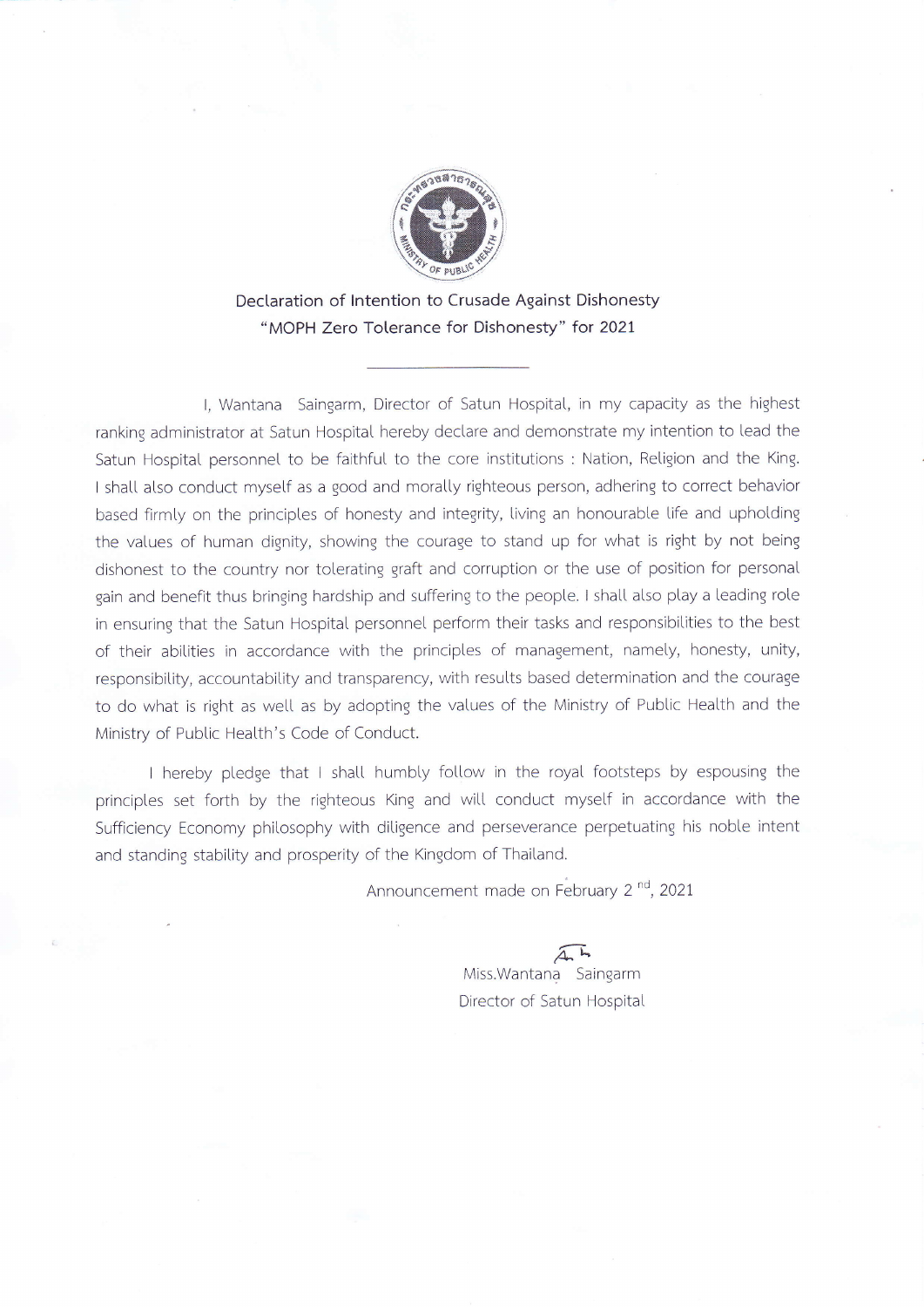# Declaration of Intention to Crusade Against Dishonesty
## "MOPH Zero Tolerance for Dishonesty" for 2021

I, Wantana Saingarm, Director of Satun Hospital, in my capacity as the highest ranking administrator at Satun Hospital hereby declare and demonstrate my intention to lead the Satun Hospital personnel to be faithful to the core institutions : Nation, Religion and the King. I shall also conduct myself as a good and morally righteous person, adhering to correct behavior based firmly on the principles of honesty and integrity, living an honourable life and upholding the values of human dignity, showing the courage to stand up for what is right by not being dishonest to the country nor tolerating graft and corruption or the use of position for personal gain and benefit thus bringing hardship and suffering to the people. I shall also play a leading role in ensuring that the Satun Hospital personnel perform their tasks and responsibilities to the best of their abilities in accordance with the principles of management, namely, honesty, unity, responsibility, accountability and transparency, with results based determination and the courage to do what is right as well as by adopting the values of the Ministry of Public Health and the Ministry of Public Health's Code of Conduct.

I hereby pledge that I shall humbly follow in the royal footsteps by espousing the principles set forth by the righteous King and will conduct myself in accordance with the Sufficiency Economy philosophy with diligence and perseverance perpetuating his noble intent and standing stability and prosperity of the Kingdom of Thailand.

Announcement made on February 2 nd, 2021

Miss.Wantana Saingarm
Director of Satun Hospital